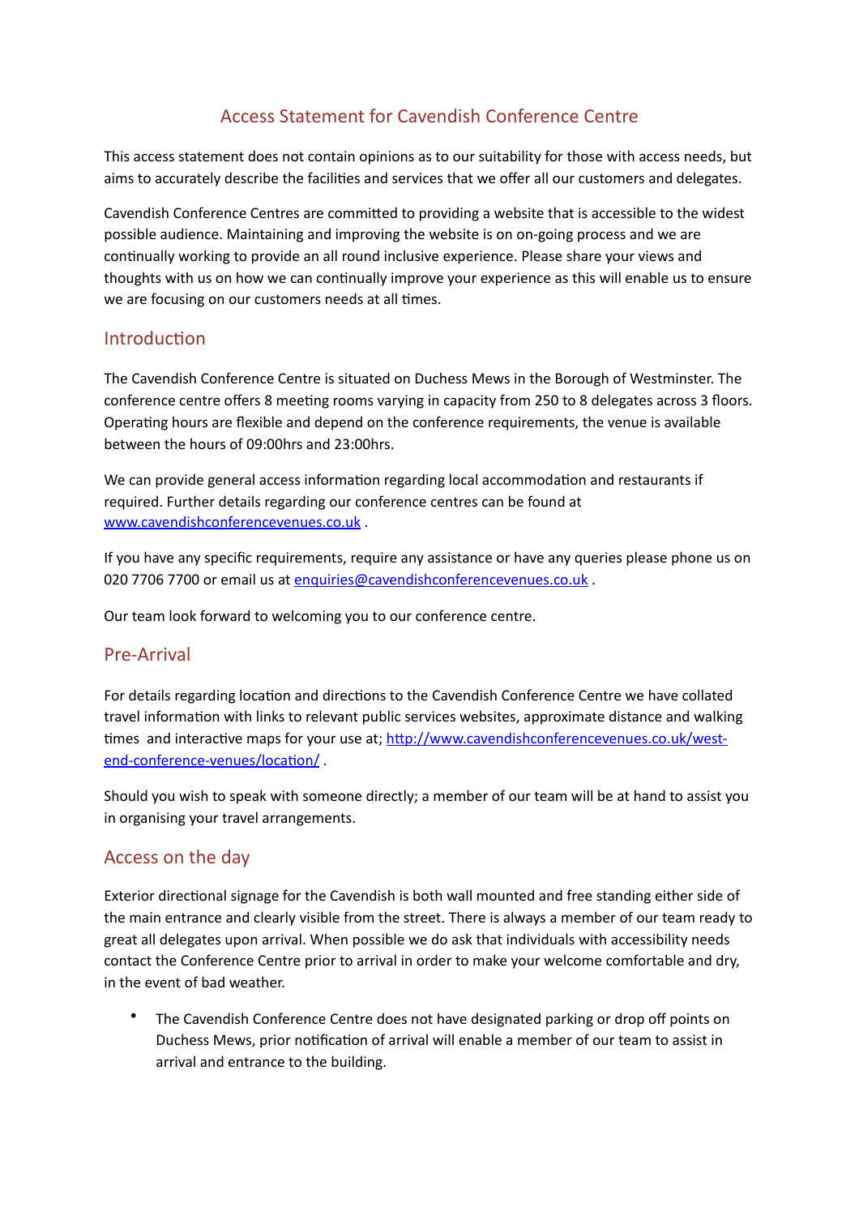# Access Statement for Cavendish Conference Centre

This access statement does not contain opinions as to our suitability for those with access needs, but aims to accurately describe the facilities and services that we offer all our customers and delegates.

Cavendish Conference Centres are committed to providing a website that is accessible to the widest possible audience. Maintaining and improving the website is on on-going process and we are continually working to provide an all round inclusive experience. Please share your views and thoughts with us on how we can continually improve your experience as this will enable us to ensure we are focusing on our customers needs at all times.

## Introduction

The Cavendish Conference Centre is situated on Duchess Mews in the Borough of Westminster. The conference centre offers 8 meeting rooms varying in capacity from 250 to 8 delegates across 3 floors. Operating hours are flexible and depend on the conference requirements, the venue is available between the hours of 09:00hrs and 23:00hrs.

We can provide general access information regarding local accommodation and restaurants if required. Further details regarding our conference centres can be found at [www.cavendishconferencevenues.co.uk](http://www.cavendishconferencevenues.co.uk) .

If you have any specific requirements, require any assistance or have any queries please phone us on 020 7706 7700 or email us at [enquiries@cavendishconferencevenues.co.uk](mailto:enquiries@cavendishconferencevenues.co.uk) .

Our team look forward to welcoming you to our conference centre.

## Pre-Arrival

For details regarding location and directions to the Cavendish Conference Centre we have collated travel information with links to relevant public services websites, approximate distance and walking times and interactive maps for your use at; [http://www.cavendishconferencevenues.co.uk/west-end-conference-venues/location/](http://www.cavendishconferencevenues.co.uk/west-end-conference-venues/location/) .

Should you wish to speak with someone directly; a member of our team will be at hand to assist you in organising your travel arrangements.

## Access on the day

Exterior directional signage for the Cavendish is both wall mounted and free standing either side of the main entrance and clearly visible from the street. There is always a member of our team ready to great all delegates upon arrival. When possible we do ask that individuals with accessibility needs contact the Conference Centre prior to arrival in order to make your welcome comfortable and dry, in the event of bad weather.

- The Cavendish Conference Centre does not have designated parking or drop off points on Duchess Mews, prior notification of arrival will enable a member of our team to assist in arrival and entrance to the building.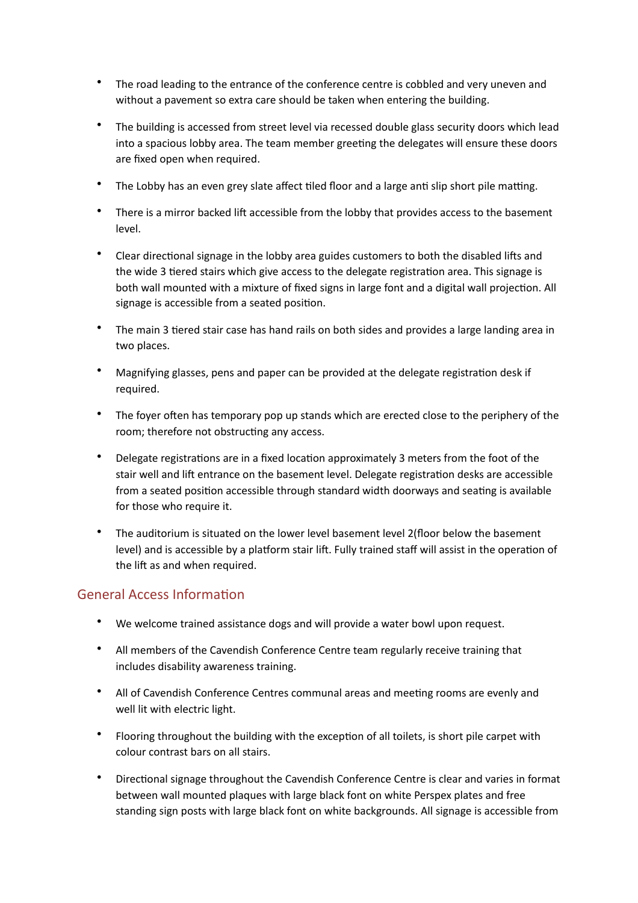- The road leading to the entrance of the conference centre is cobbled and very uneven and without a pavement so extra care should be taken when entering the building.
- The building is accessed from street level via recessed double glass security doors which lead into a spacious lobby area. The team member greeting the delegates will ensure these doors are fixed open when required.
- The Lobby has an even grey slate affect tiled floor and a large anti slip short pile matting.
- There is a mirror backed lift accessible from the lobby that provides access to the basement level.
- Clear directional signage in the lobby area guides customers to both the disabled lifts and the wide 3 tiered stairs which give access to the delegate registration area. This signage is both wall mounted with a mixture of fixed signs in large font and a digital wall projection. All signage is accessible from a seated position.
- The main 3 tiered stair case has hand rails on both sides and provides a large landing area in two places.
- Magnifying glasses, pens and paper can be provided at the delegate registration desk if required.
- The foyer often has temporary pop up stands which are erected close to the periphery of the room; therefore not obstructing any access.
- Delegate registrations are in a fixed location approximately 3 meters from the foot of the stair well and lift entrance on the basement level. Delegate registration desks are accessible from a seated position accessible through standard width doorways and seating is available for those who require it.
- The auditorium is situated on the lower level basement level 2(floor below the basement level) and is accessible by a platform stair lift. Fully trained staff will assist in the operation of the lift as and when required.

## General Access Information

- We welcome trained assistance dogs and will provide a water bowl upon request.
- All members of the Cavendish Conference Centre team regularly receive training that includes disability awareness training.
- All of Cavendish Conference Centres communal areas and meeting rooms are evenly and well lit with electric light.
- Flooring throughout the building with the exception of all toilets, is short pile carpet with colour contrast bars on all stairs.
- Directional signage throughout the Cavendish Conference Centre is clear and varies in format between wall mounted plaques with large black font on white Perspex plates and free standing sign posts with large black font on white backgrounds. All signage is accessible from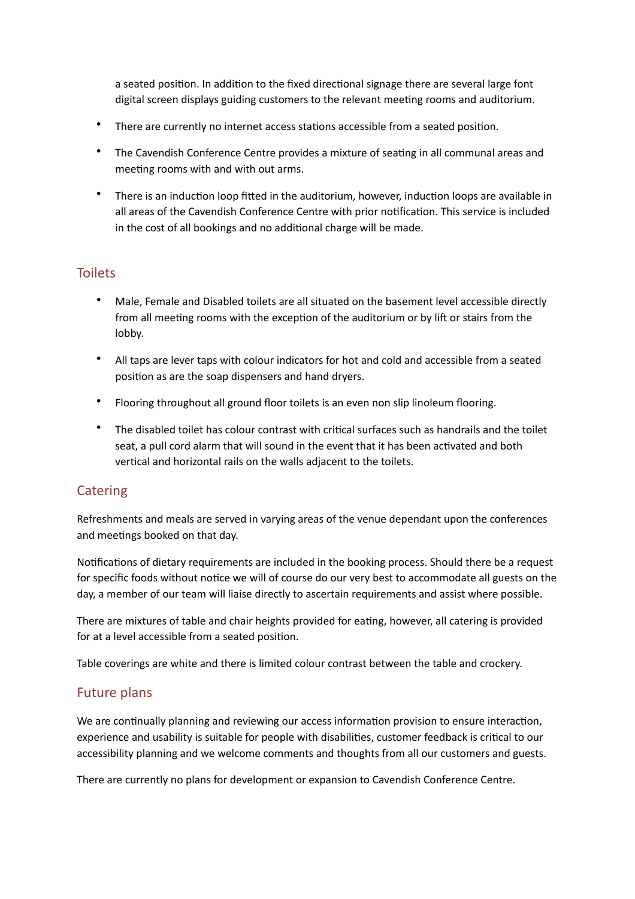a seated position. In addition to the fixed directional signage there are several large font digital screen displays guiding customers to the relevant meeting rooms and auditorium.

- There are currently no internet access stations accessible from a seated position.
- The Cavendish Conference Centre provides a mixture of seating in all communal areas and meeting rooms with and with out arms.
- There is an induction loop fitted in the auditorium, however, induction loops are available in all areas of the Cavendish Conference Centre with prior notification. This service is included in the cost of all bookings and no additional charge will be made.

## Toilets

- Male, Female and Disabled toilets are all situated on the basement level accessible directly from all meeting rooms with the exception of the auditorium or by lift or stairs from the lobby.
- All taps are lever taps with colour indicators for hot and cold and accessible from a seated position as are the soap dispensers and hand dryers.
- Flooring throughout all ground floor toilets is an even non slip linoleum flooring.
- The disabled toilet has colour contrast with critical surfaces such as handrails and the toilet seat, a pull cord alarm that will sound in the event that it has been activated and both vertical and horizontal rails on the walls adjacent to the toilets.

## Catering

Refreshments and meals are served in varying areas of the venue dependant upon the conferences and meetings booked on that day.

Notifications of dietary requirements are included in the booking process. Should there be a request for specific foods without notice we will of course do our very best to accommodate all guests on the day, a member of our team will liaise directly to ascertain requirements and assist where possible.

There are mixtures of table and chair heights provided for eating, however, all catering is provided for at a level accessible from a seated position.

Table coverings are white and there is limited colour contrast between the table and crockery.

## Future plans

We are continually planning and reviewing our access information provision to ensure interaction, experience and usability is suitable for people with disabilities, customer feedback is critical to our accessibility planning and we welcome comments and thoughts from all our customers and guests.

There are currently no plans for development or expansion to Cavendish Conference Centre.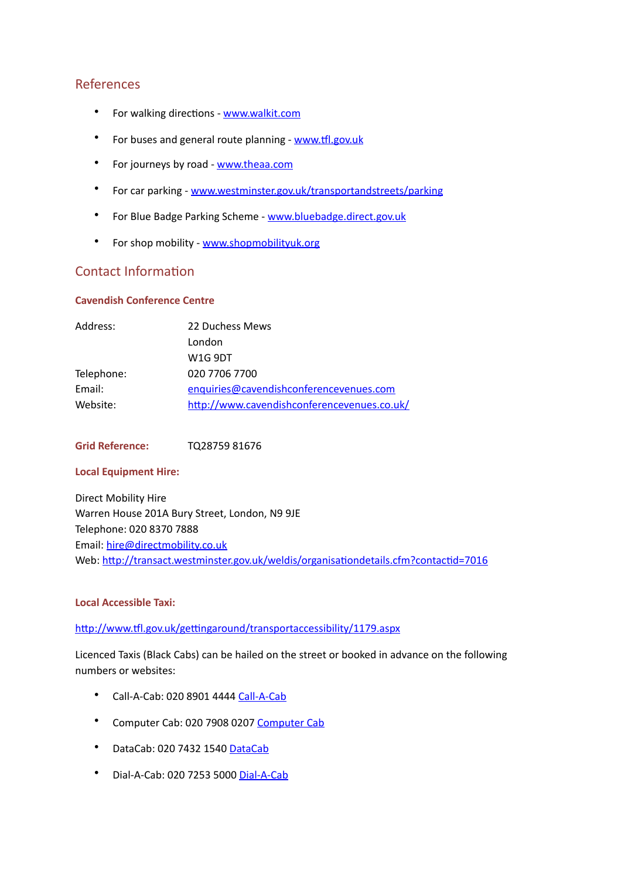## References

- For walking directions - www.walkit.com
- For buses and general route planning - www.tfl.gov.uk
- For journeys by road - www.theaa.com
- For car parking - www.westminster.gov.uk/transportandstreets/parking
- For Blue Badge Parking Scheme - www.bluebadge.direct.gov.uk
- For shop mobility - www.shopmobilityuk.org

## Contact Information

### Cavendish Conference Centre

| | |
|---|---|
| Address: | 22 Duchess Mews<br>London<br>W1G 9DT |
| Telephone: | 020 7706 7700 |
| Email: | enquiries@cavendishconferencevenues.com |
| Website: | http://www.cavendishconferencevenues.co.uk/ |

**Grid Reference:** TQ28759 81676

**Local Equipment Hire:**

Direct Mobility Hire
Warren House 201A Bury Street, London, N9 9JE
Telephone: 020 8370 7888
Email: hire@directmobility.co.uk
Web: http://transact.westminster.gov.uk/weldis/organisationdetails.cfm?contactid=7016

**Local Accessible Taxi:**

http://www.tfl.gov.uk/gettingaround/transportaccessibility/1179.aspx

Licenced Taxis (Black Cabs) can be hailed on the street or booked in advance on the following numbers or websites:

- Call-A-Cab: 020 8901 4444 Call-A-Cab
- Computer Cab: 020 7908 0207 Computer Cab
- DataCab: 020 7432 1540 DataCab
- Dial-A-Cab: 020 7253 5000 Dial-A-Cab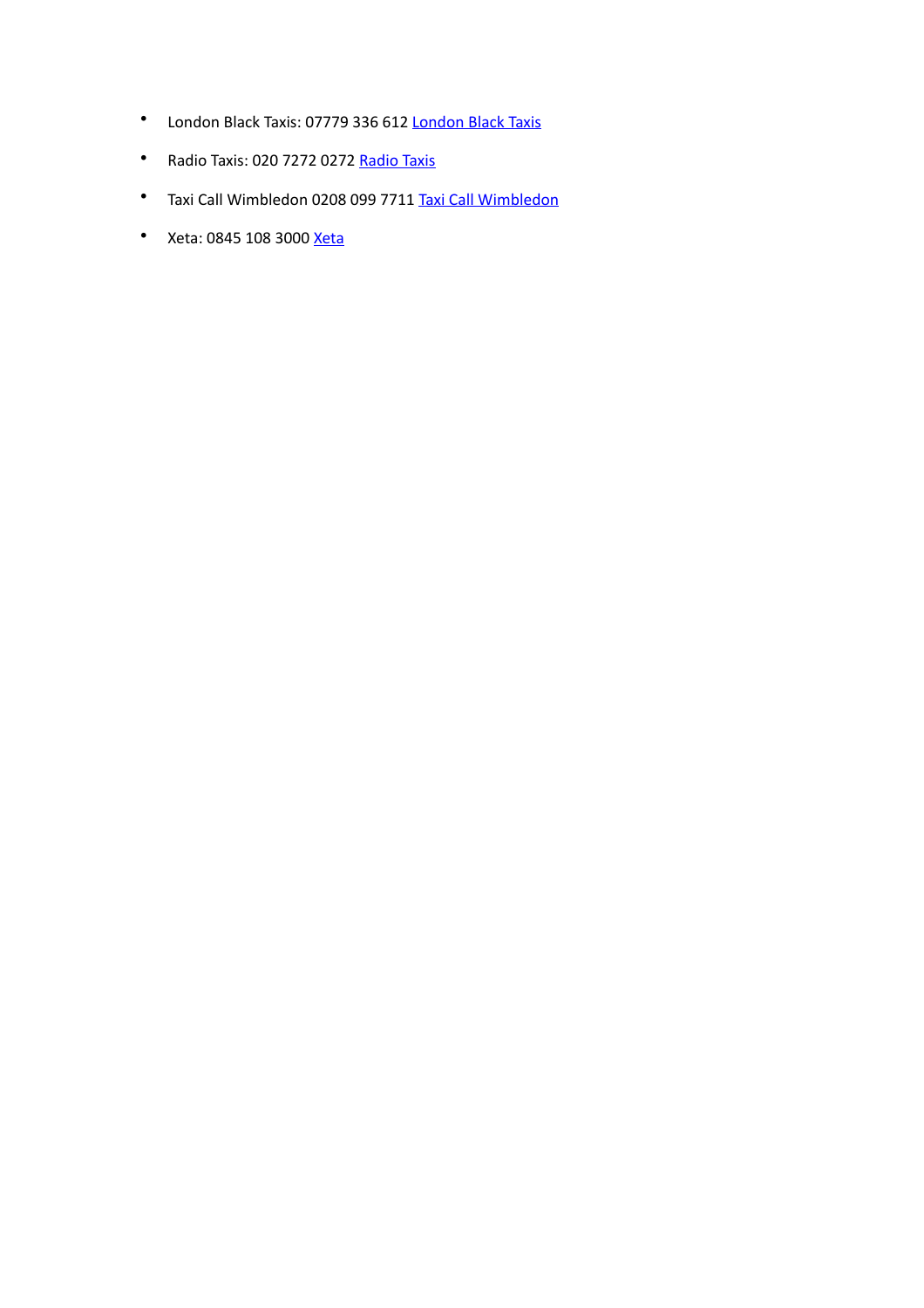- London Black Taxis: 07779 336 612 London Black Taxis
- Radio Taxis: 020 7272 0272 Radio Taxis
- Taxi Call Wimbledon 0208 099 7711 Taxi Call Wimbledon
- Xeta: 0845 108 3000 Xeta